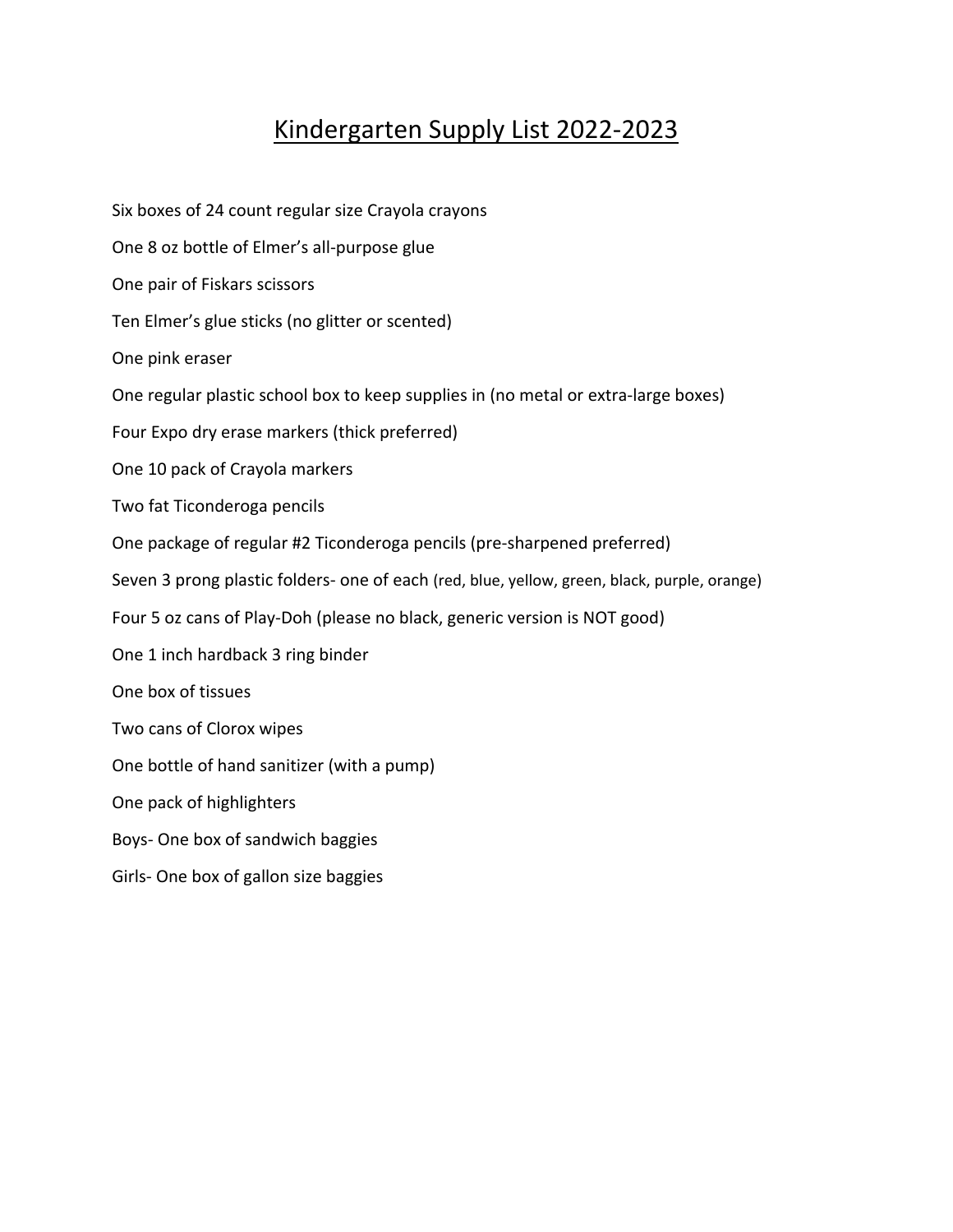# Kindergarten Supply List 2022-2023

Six boxes of 24 count regular size Crayola crayons

One 8 oz bottle of Elmer's all-purpose glue

One pair of Fiskars scissors

Ten Elmer's glue sticks (no glitter or scented)

One pink eraser

One regular plastic school box to keep supplies in (no metal or extra-large boxes)

Four Expo dry erase markers (thick preferred)

One 10 pack of Crayola markers

Two fat Ticonderoga pencils

One package of regular #2 Ticonderoga pencils (pre-sharpened preferred)

Seven 3 prong plastic folders- one of each (red, blue, yellow, green, black, purple, orange)

Four 5 oz cans of Play-Doh (please no black, generic version is NOT good)

One 1 inch hardback 3 ring binder

One box of tissues

Two cans of Clorox wipes

One bottle of hand sanitizer (with a pump)

One pack of highlighters

Boys- One box of sandwich baggies

Girls- One box of gallon size baggies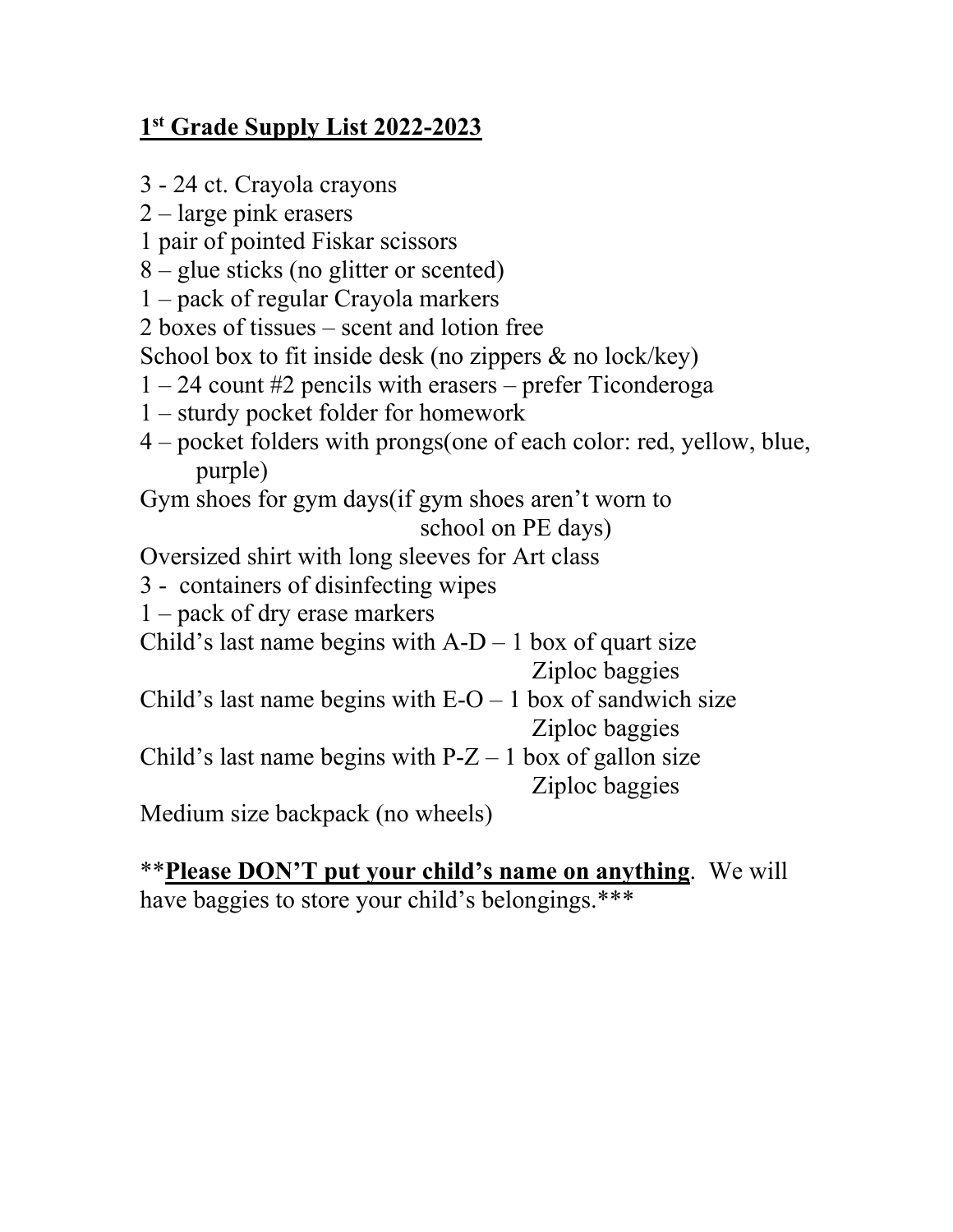## **1st Grade Supply List 2022-2023**

3 - 24 ct. Crayola crayons
2 – large pink erasers
1 pair of pointed Fiskar scissors
8 – glue sticks (no glitter or scented)
1 – pack of regular Crayola markers
2 boxes of tissues – scent and lotion free
School box to fit inside desk (no zippers & no lock/key)
1 – 24 count #2 pencils with erasers – prefer Ticonderoga
1 – sturdy pocket folder for homework
4 – pocket folders with prongs(one of each color: red, yellow, blue, purple)
Gym shoes for gym days(if gym shoes aren't worn to school on PE days)
Oversized shirt with long sleeves for Art class
3 - containers of disinfecting wipes
1 – pack of dry erase markers
Child's last name begins with A-D – 1 box of quart size Ziploc baggies
Child's last name begins with E-O – 1 box of sandwich size Ziploc baggies
Child's last name begins with P-Z – 1 box of gallon size Ziploc baggies
Medium size backpack (no wheels)

\*\***<u>Please DON'T put your child's name on anything</u>**. We will have baggies to store your child's belongings.\*\*\*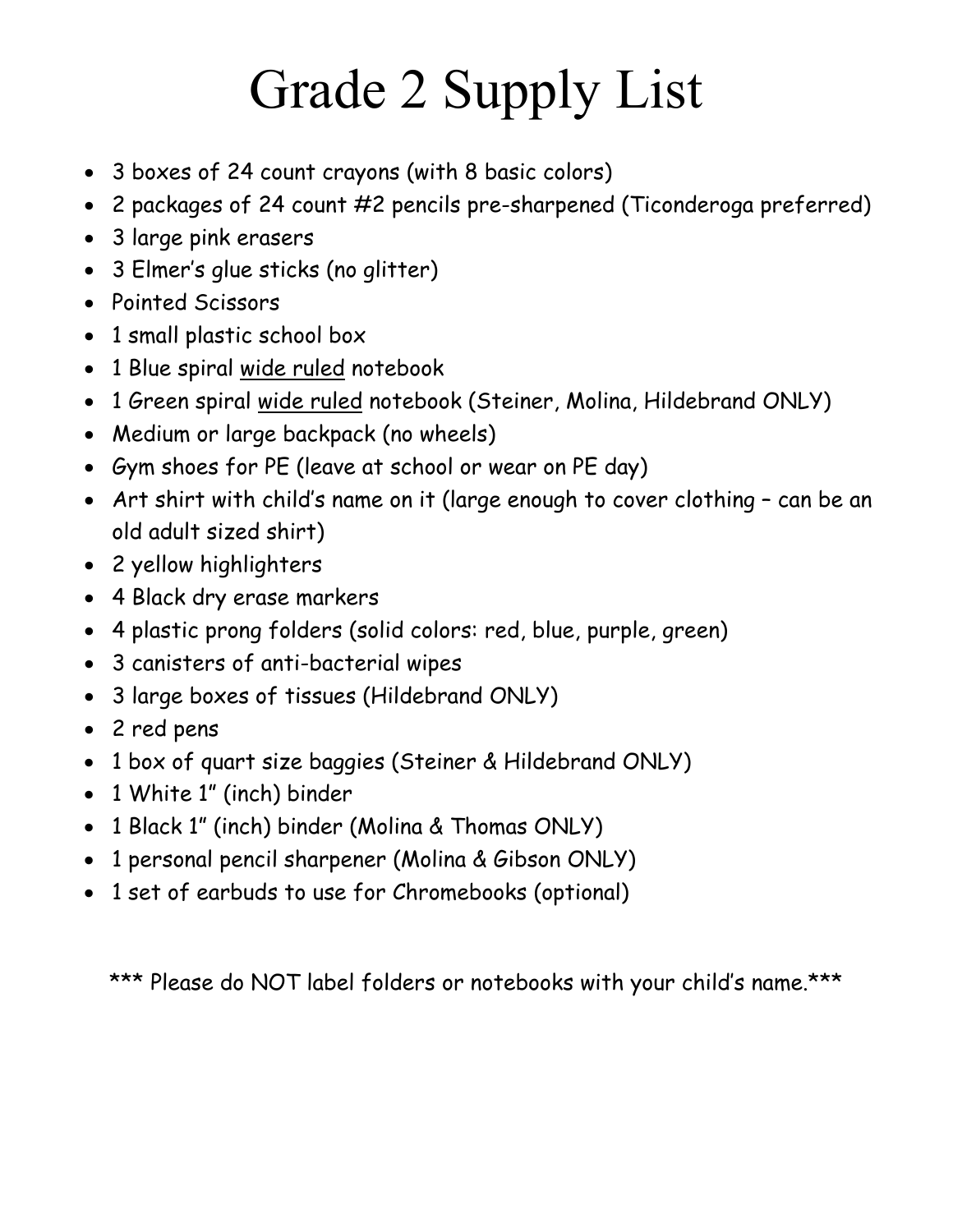# Grade 2 Supply List

- 3 boxes of 24 count crayons (with 8 basic colors)
- 2 packages of 24 count #2 pencils pre-sharpened (Ticonderoga preferred)
- 3 large pink erasers
- 3 Elmer's glue sticks (no glitter)
- Pointed Scissors
- 1 small plastic school box
- 1 Blue spiral <u>wide ruled</u> notebook
- 1 Green spiral <u>wide ruled</u> notebook (Steiner, Molina, Hildebrand ONLY)
- Medium or large backpack (no wheels)
- Gym shoes for PE (leave at school or wear on PE day)
- Art shirt with child's name on it (large enough to cover clothing – can be an old adult sized shirt)
- 2 yellow highlighters
- 4 Black dry erase markers
- 4 plastic prong folders (solid colors: red, blue, purple, green)
- 3 canisters of anti-bacterial wipes
- 3 large boxes of tissues (Hildebrand ONLY)
- 2 red pens
- 1 box of quart size baggies (Steiner & Hildebrand ONLY)
- 1 White 1" (inch) binder
- 1 Black 1" (inch) binder (Molina & Thomas ONLY)
- 1 personal pencil sharpener (Molina & Gibson ONLY)
- 1 set of earbuds to use for Chromebooks (optional)

*** Please do NOT label folders or notebooks with your child's name.***